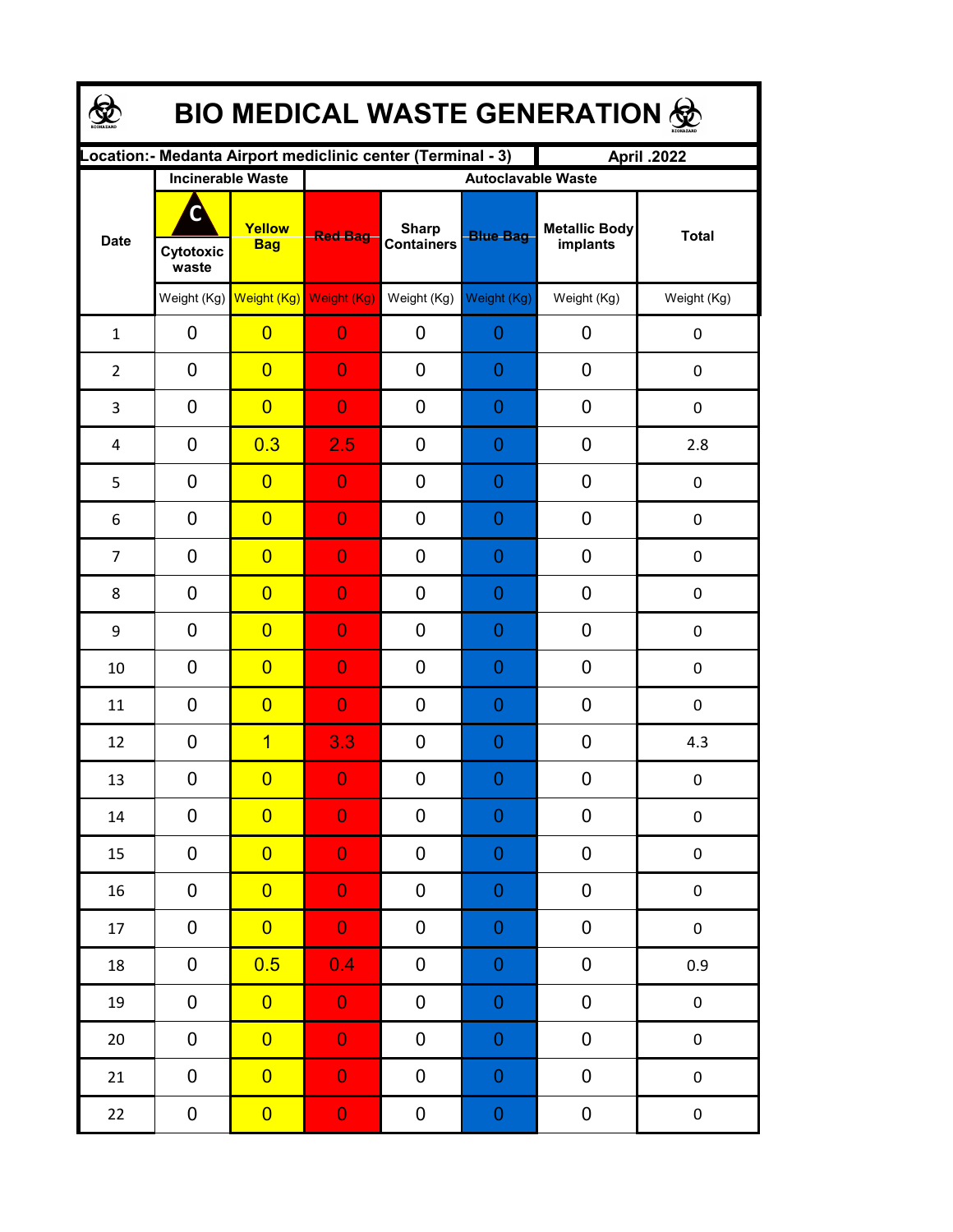# BIO MEDICAL WASTE GENERATION

| Location:- Medanta Airport mediclinic center (Terminal - 3) | | | | | | | April .2022 |
|---|---|---|---|---|---|---|---|
| Date | Incinerable Waste | | Autoclavable Waste | | | | |
| | Cytotoxic waste | Yellow Bag | Red Bag | Sharp Containers | Blue Bag | Metallic Body implants | Total |
| | Weight (Kg) | Weight (Kg) | Weight (Kg) | Weight (Kg) | Weight (Kg) | Weight (Kg) | Weight (Kg) |
| 1 | 0 | 0 | 0 | 0 | 0 | 0 | 0 |
| 2 | 0 | 0 | 0 | 0 | 0 | 0 | 0 |
| 3 | 0 | 0 | 0 | 0 | 0 | 0 | 0 |
| 4 | 0 | 0.3 | 2.5 | 0 | 0 | 0 | 2.8 |
| 5 | 0 | 0 | 0 | 0 | 0 | 0 | 0 |
| 6 | 0 | 0 | 0 | 0 | 0 | 0 | 0 |
| 7 | 0 | 0 | 0 | 0 | 0 | 0 | 0 |
| 8 | 0 | 0 | 0 | 0 | 0 | 0 | 0 |
| 9 | 0 | 0 | 0 | 0 | 0 | 0 | 0 |
| 10 | 0 | 0 | 0 | 0 | 0 | 0 | 0 |
| 11 | 0 | 0 | 0 | 0 | 0 | 0 | 0 |
| 12 | 0 | 1 | 3.3 | 0 | 0 | 0 | 4.3 |
| 13 | 0 | 0 | 0 | 0 | 0 | 0 | 0 |
| 14 | 0 | 0 | 0 | 0 | 0 | 0 | 0 |
| 15 | 0 | 0 | 0 | 0 | 0 | 0 | 0 |
| 16 | 0 | 0 | 0 | 0 | 0 | 0 | 0 |
| 17 | 0 | 0 | 0 | 0 | 0 | 0 | 0 |
| 18 | 0 | 0.5 | 0.4 | 0 | 0 | 0 | 0.9 |
| 19 | 0 | 0 | 0 | 0 | 0 | 0 | 0 |
| 20 | 0 | 0 | 0 | 0 | 0 | 0 | 0 |
| 21 | 0 | 0 | 0 | 0 | 0 | 0 | 0 |
| 22 | 0 | 0 | 0 | 0 | 0 | 0 | 0 |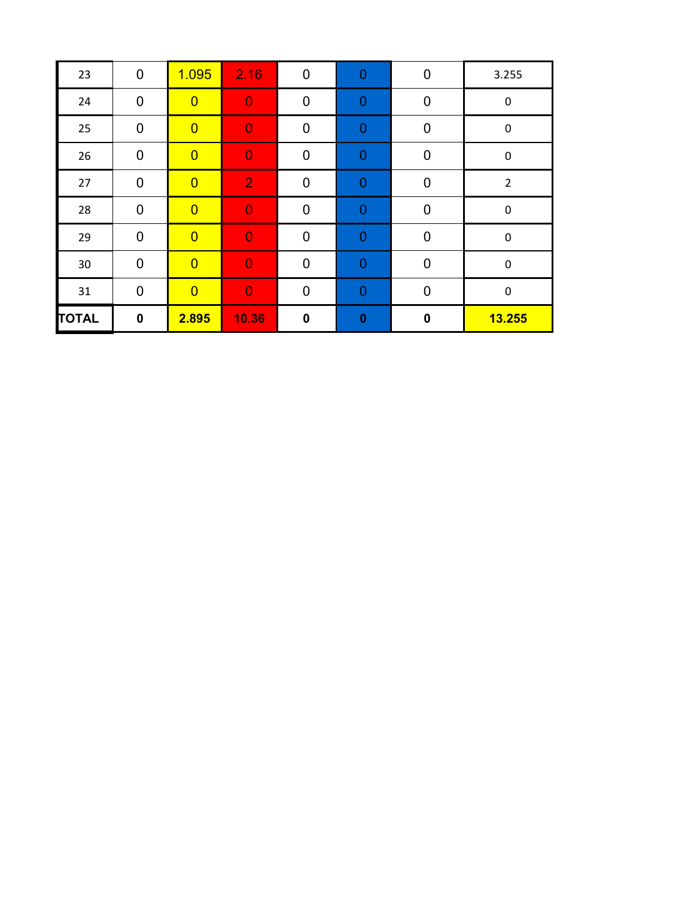| | | | | | | | |
|---|---|---|---|---|---|---|---|
| 23 | 0 | 1.095 | 2.16 | 0 | 0 | 0 | 3.255 |
| 24 | 0 | 0 | 0 | 0 | 0 | 0 | 0 |
| 25 | 0 | 0 | 0 | 0 | 0 | 0 | 0 |
| 26 | 0 | 0 | 0 | 0 | 0 | 0 | 0 |
| 27 | 0 | 0 | 2 | 0 | 0 | 0 | 2 |
| 28 | 0 | 0 | 0 | 0 | 0 | 0 | 0 |
| 29 | 0 | 0 | 0 | 0 | 0 | 0 | 0 |
| 30 | 0 | 0 | 0 | 0 | 0 | 0 | 0 |
| 31 | 0 | 0 | 0 | 0 | 0 | 0 | 0 |
| **TOTAL** | **0** | **2.895** | **10.36** | **0** | **0** | **0** | **13.255** |